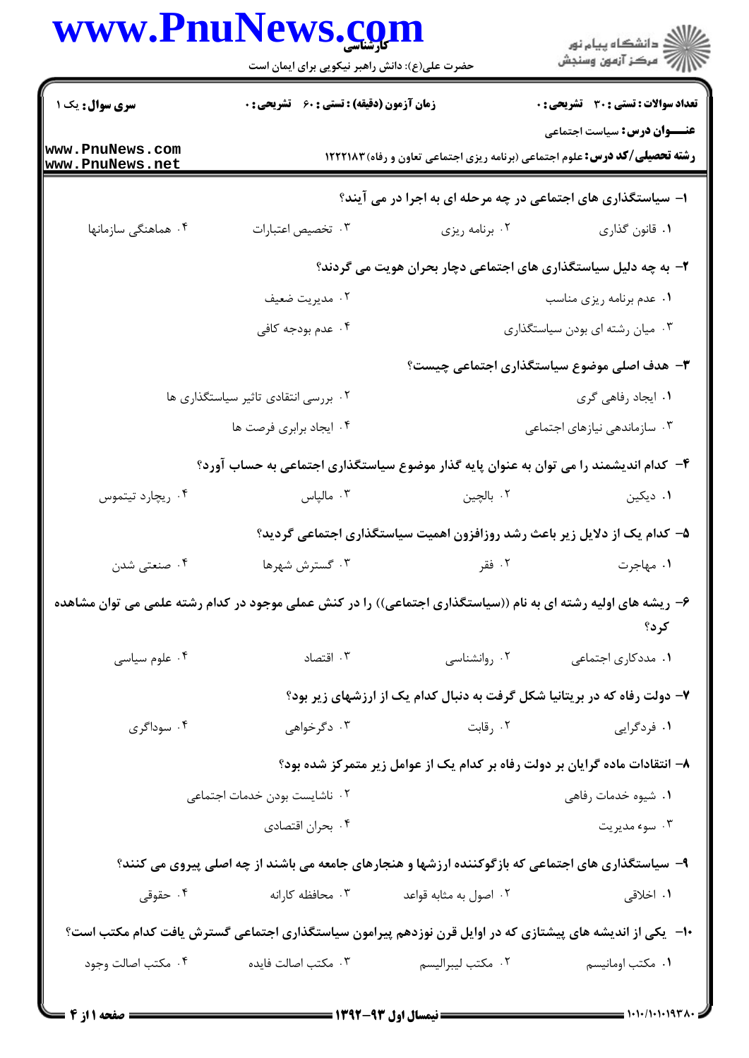کارشناسی

حضرت علی(ع): دانش راهبر نیکویی برای ایمان است

دانشگاه پیام نور
مرکز آزمون وسنجش

**سری سوال:** یک ۱ | **زمان آزمون (دقیقه) : تستی : ۶۰ تشریحی : ۰** | **تعداد سوالات : تستی : ۳۰ تشریحی : ۰**

**عنـــوان درس:** سیاست اجتماعی

**رشته تحصیلی/کد درس:** علوم اجتماعی (برنامه ریزی اجتماعی تعاون و رفاه) ۱۲۲۲۱۸۳

**۱- سیاستگذاری های اجتماعی در چه مرحله ای به اجرا در می آیند؟**

۱. قانون گذاری
۲. برنامه ریزی
۳. تخصیص اعتبارات
۴. هماهنگی سازمانها

**۲- به چه دلیل سیاستگذاری های اجتماعی دچار بحران هویت می گردند؟**

۱. عدم برنامه ریزی مناسب
۲. مدیریت ضعیف
۳. میان رشته ای بودن سیاستگذاری
۴. عدم بودجه کافی

**۳- هدف اصلی موضوع سیاستگذاری اجتماعی چیست؟**

۱. ایجاد رفاهی گری
۲. بررسی انتقادی تاثیر سیاستگذاری ها
۳. سازماندهی نیازهای اجتماعی
۴. ایجاد برابری فرصت ها

**۴- کدام اندیشمند را می توان به عنوان پایه گذار موضوع سیاستگذاری اجتماعی به حساب آورد؟**

۱. دیکین
۲. بالچین
۳. مالپاس
۴. ریچارد تیتموس

**۵- کدام یک از دلایل زیر باعث رشد روزافزون اهمیت سیاستگذاری اجتماعی گردید؟**

۱. مهاجرت
۲. فقر
۳. گسترش شهرها
۴. صنعتی شدن

**۶- ریشه های اولیه رشته ای به نام ((سیاستگذاری اجتماعی)) را در کنش عملی موجود در کدام رشته علمی می توان مشاهده کرد؟**

۱. مددکاری اجتماعی
۲. روانشناسی
۳. اقتصاد
۴. علوم سیاسی

**۷- دولت رفاه که در بریتانیا شکل گرفت به دنبال کدام یک از ارزشهای زیر بود؟**

۱. فردگرایی
۲. رقابت
۳. دگرخواهی
۴. سوداگری

**۸- انتقادات ماده گرایان بر دولت رفاه بر کدام یک از عوامل زیر متمرکز شده بود؟**

۱. شیوه خدمات رفاهی
۲. ناشایست بودن خدمات اجتماعی
۳. سوء مدیریت
۴. بحران اقتصادی

**۹- سیاستگذاری های اجتماعی که بازگوکننده ارزشها و هنجارهای جامعه می باشند از چه اصلی پیروی می کنند؟**

۱. اخلاقی
۲. اصول به مثابه قواعد
۳. محافظه کارانه
۴. حقوقی

**۱۰- یکی از اندیشه های پیشتازی که در اوایل قرن نوزدهم پیرامون سیاستگذاری اجتماعی گسترش یافت کدام مکتب است؟**

۱. مکتب اومانیسم
۲. مکتب لیبرالیسم
۳. مکتب اصالت فایده
۴. مکتب اصالت وجود

نیمسال اول ۹۳-۱۳۹۲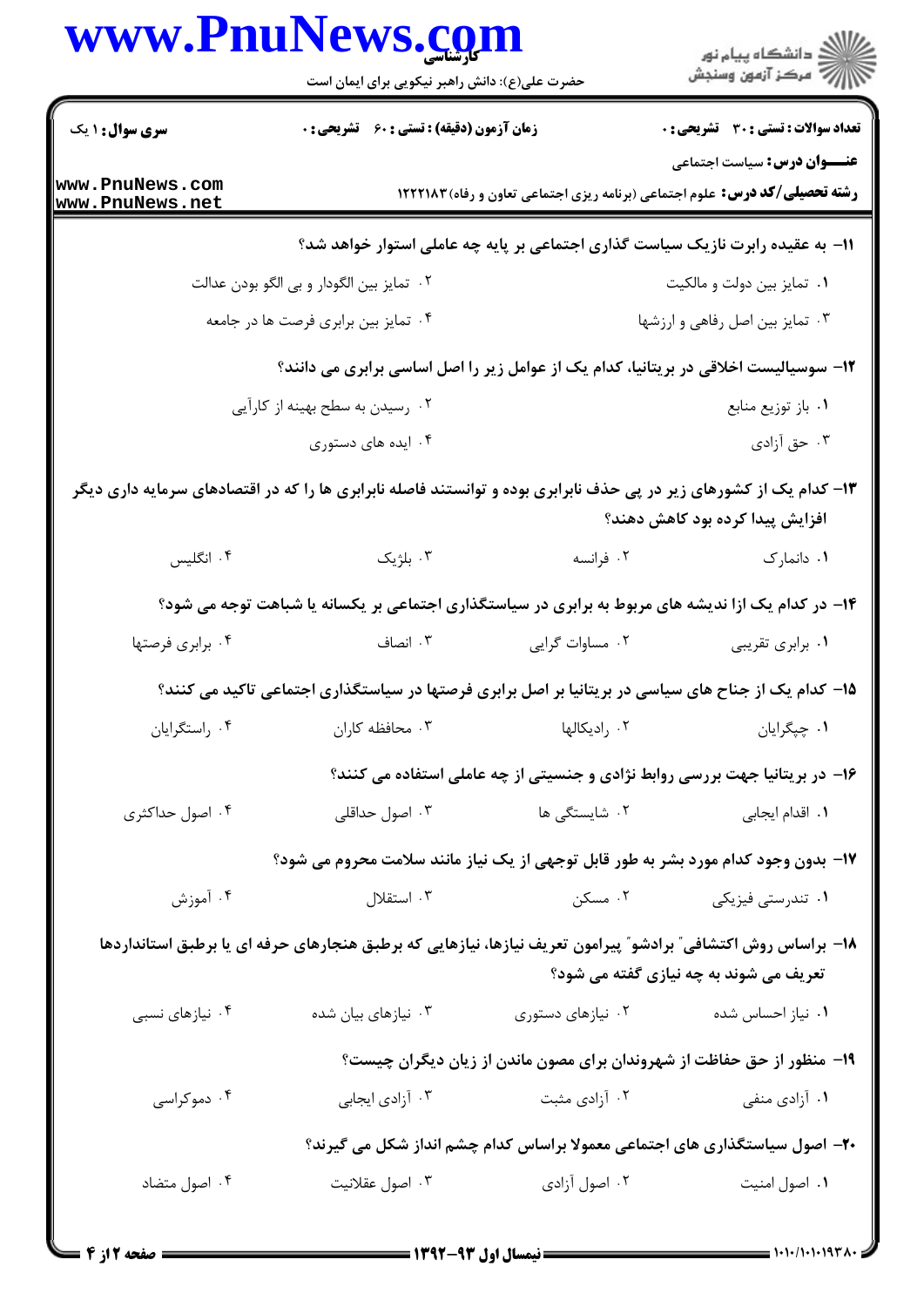**تعداد سوالات : تستی : ۳۰ تشریحی : ۰**　**زمان آزمون (دقیقه) : تستی : ۶۰ تشریحی : ۰**　**سری سوال : ۱ یک**

**عنـــوان درس:** سیاست اجتماعی

**رشته تحصیلی/کد درس:** علوم اجتماعی (برنامه ریزی اجتماعی تعاون و رفاه) ۱۲۲۲۱۸۳

**۱۱- به عقیده رابرت نازیک سیاست گذاری اجتماعی بر پایه چه عاملی استوار خواهد شد؟**

۱. تمایز بین دولت و مالکیت
۲. تمایز بین الگودار و بی الگو بودن عدالت
۳. تمایز بین اصل رفاهی و ارزشها
۴. تمایز بین برابری فرصت ها در جامعه

**۱۲- سوسیالیست اخلاقی در بریتانیا، کدام یک از عوامل زیر را اصل اساسی برابری می دانند؟**

۱. باز توزیع منابع
۲. رسیدن به سطح بهینه از کارآیی
۳. حق آزادی
۴. ایده های دستوری

**۱۳- کدام یک از کشورهای زیر در پی حذف نابرابری بوده و توانستند فاصله نابرابری ها را که در اقتصادهای سرمایه داری دیگر افزایش پیدا کرده بود کاهش دهند؟**

۱. دانمارک
۲. فرانسه
۳. بلژیک
۴. انگلیس

**۱۴- در کدام یک ازا ندیشه های مربوط به برابری در سیاستگذاری اجتماعی بر یکسانه یا شباهت توجه می شود؟**

۱. برابری تقریبی
۲. مساوات گرایی
۳. انصاف
۴. برابری فرصتها

**۱۵- کدام یک از جناح های سیاسی در بریتانیا بر اصل برابری فرصتها در سیاستگذاری اجتماعی تاکید می کنند؟**

۱. چپگرایان
۲. رادیکالها
۳. محافظه کاران
۴. راستگرایان

**۱۶- در بریتانیا جهت بررسی روابط نژادی و جنسیتی از چه عاملی استفاده می کنند؟**

۱. اقدام ایجابی
۲. شایستگی ها
۳. اصول حداقلی
۴. اصول حداکثری

**۱۷- بدون وجود کدام مورد بشر به طور قابل توجهی از یک نیاز مانند سلامت محروم می شود؟**

۱. تندرستی فیزیکی
۲. مسکن
۳. استقلال
۴. آموزش

**۱۸- براساس روش اکتشافی" برادشو" پیرامون تعریف نیازها، نیازهایی که برطبق هنجارهای حرفه ای یا برطبق استانداردها تعریف می شوند به چه نیازی گفته می شود؟**

۱. نیاز احساس شده
۲. نیازهای دستوری
۳. نیازهای بیان شده
۴. نیازهای نسبی

**۱۹- منظور از حق حفاظت از شهروندان برای مصون ماندن از زیان دیگران چیست؟**

۱. آزادی منفی
۲. آزادی مثبت
۳. آزادی ایجابی
۴. دموکراسی

**۲۰- اصول سیاستگذاری های اجتماعی معمولا براساس کدام چشم انداز شکل می گیرند؟**

۱. اصول امنیت
۲. اصول آزادی
۳. اصول عقلانیت
۴. اصول متضاد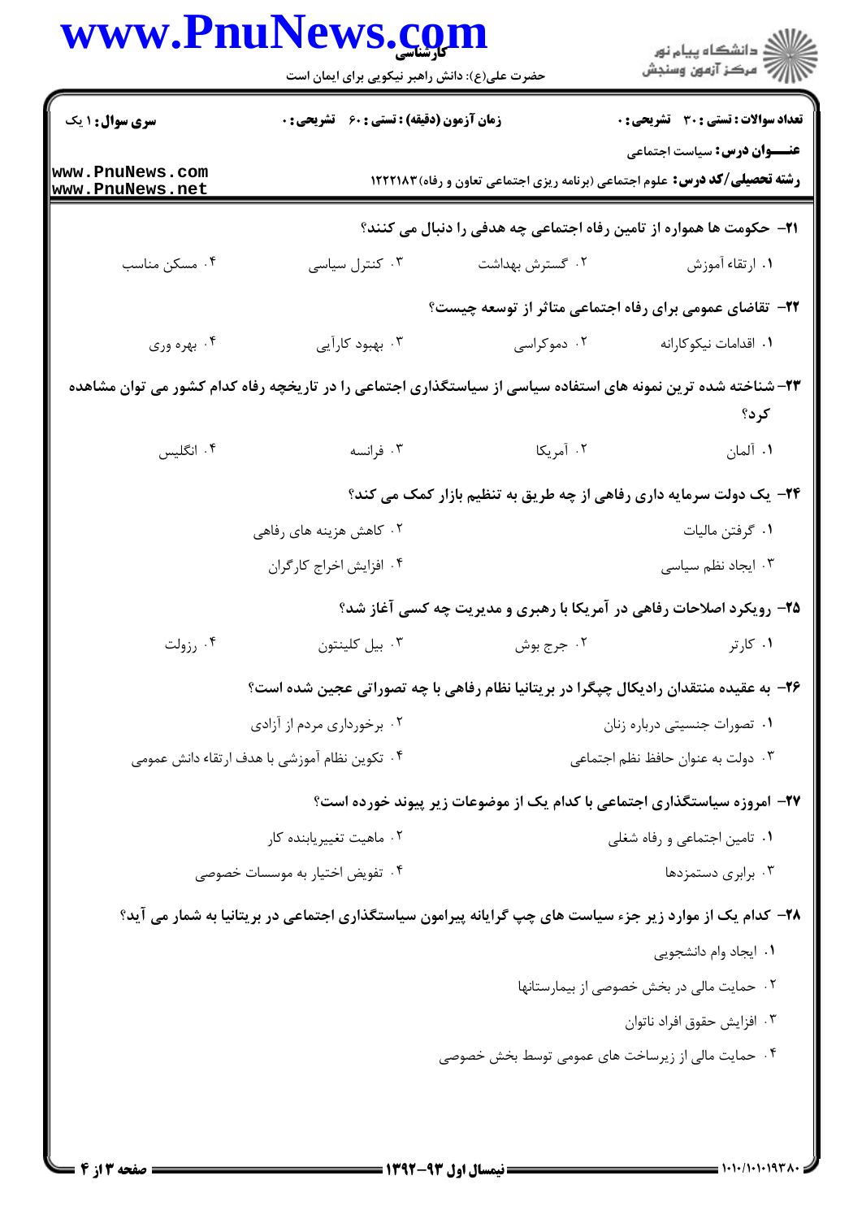**سری سوال:** ۱ یک | **زمان آزمون (دقیقه) : تستی : ۶۰ تشریحی : ۰** | **تعداد سوالات : تستی : ۳۰ تشریحی : ۰**

**عنـــوان درس:** سیاست اجتماعی

**رشته تحصیلی/کد درس:** علوم اجتماعی (برنامه ریزی اجتماعی تعاون و رفاه) ۱۲۲۲۱۸۳

**۲۱- حکومت ها همواره از تامین رفاه اجتماعی چه هدفی را دنبال می کنند؟**

۱. ارتقاء آموزش
۲. گسترش بهداشت
۳. کنترل سیاسی
۴. مسکن مناسب

**۲۲- تقاضای عمومی برای رفاه اجتماعی متاثر از توسعه چیست؟**

۱. اقدامات نیکوکارانه
۲. دموکراسی
۳. بهبود کارآیی
۴. بهره وری

**۲۳- شناخته شده ترین نمونه های استفاده سیاسی از سیاستگذاری اجتماعی را در تاریخچه رفاه کدام کشور می توان مشاهده کرد؟**

۱. آلمان
۲. آمریکا
۳. فرانسه
۴. انگلیس

**۲۴- یک دولت سرمایه داری رفاهی از چه طریق به تنظیم بازار کمک می کند؟**

۱. گرفتن مالیات
۲. کاهش هزینه های رفاهی
۳. ایجاد نظم سیاسی
۴. افزایش اخراج کارگران

**۲۵- رویکرد اصلاحات رفاهی در آمریکا با رهبری و مدیریت چه کسی آغاز شد؟**

۱. کارتر
۲. جرج بوش
۳. بیل کلینتون
۴. رزولت

**۲۶- به عقیده منتقدان رادیکال چپگرا در بریتانیا نظام رفاهی با چه تصوراتی عجین شده است؟**

۱. تصورات جنسیتی درباره زنان
۲. برخورداری مردم از آزادی
۳. دولت به عنوان حافظ نظم اجتماعی
۴. تکوین نظام آموزشی با هدف ارتقاء دانش عمومی

**۲۷- امروزه سیاستگذاری اجتماعی با کدام یک از موضوعات زیر پیوند خورده است؟**

۱. تامین اجتماعی و رفاه شغلی
۲. ماهیت تغییریابنده کار
۳. برابری دستمزدها
۴. تفویض اختیار به موسسات خصوصی

**۲۸- کدام یک از موارد زیر جزء سیاست های چپ گرایانه پیرامون سیاستگذاری اجتماعی در بریتانیا به شمار می آید؟**

۱. ایجاد وام دانشجویی
۲. حمایت مالی در بخش خصوصی از بیمارستانها
۳. افزایش حقوق افراد ناتوان
۴. حمایت مالی از زیرساخت های عمومی توسط بخش خصوصی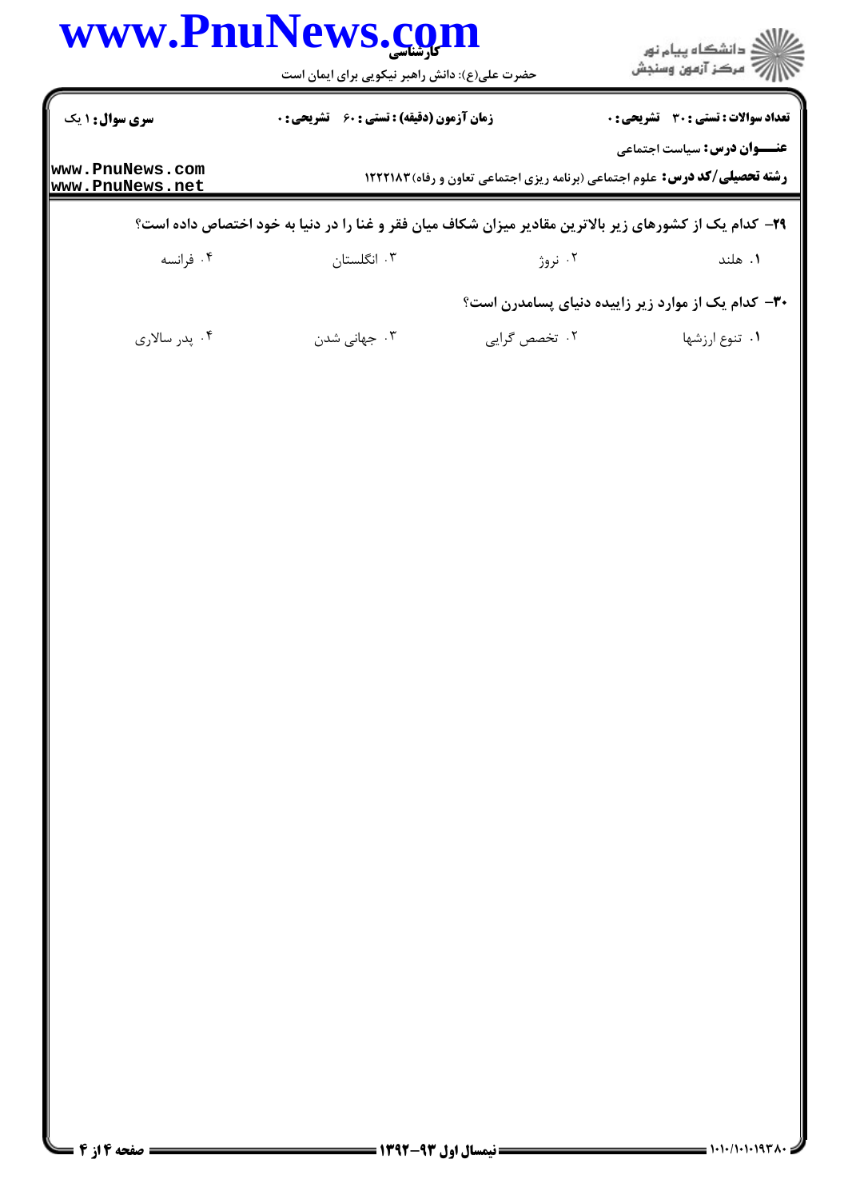۲۹- کدام یک از کشورهای زیر بالاترین مقادیر میزان شکاف میان فقر و غنا را در دنیا به خود اختصاص داده است؟

۱. هلند
۲. نروژ
۳. انگلستان
۴. فرانسه

۳۰- کدام یک از موارد زیر زاییده دنیای پسامدرن است؟

۱. تنوع ارزشها
۲. تخصص گرایی
۳. جهانی شدن
۴. پدر سالاری